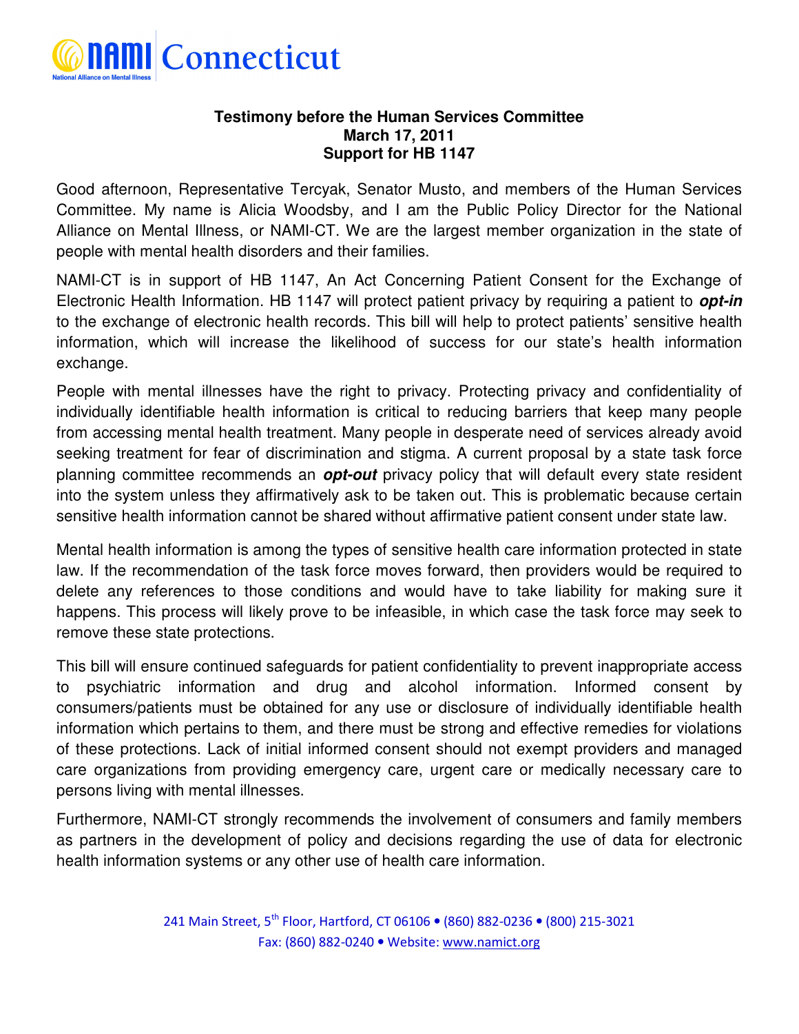NAMI Connecticut

National Alliance on Mental Illness

**Testimony before the Human Services Committee**
**March 17, 2011**
**Support for HB 1147**

Good afternoon, Representative Tercyak, Senator Musto, and members of the Human Services Committee. My name is Alicia Woodsby, and I am the Public Policy Director for the National Alliance on Mental Illness, or NAMI-CT. We are the largest member organization in the state of people with mental health disorders and their families.

NAMI-CT is in support of HB 1147, An Act Concerning Patient Consent for the Exchange of Electronic Health Information. HB 1147 will protect patient privacy by requiring a patient to ***opt-in*** to the exchange of electronic health records. This bill will help to protect patients' sensitive health information, which will increase the likelihood of success for our state's health information exchange.

People with mental illnesses have the right to privacy. Protecting privacy and confidentiality of individually identifiable health information is critical to reducing barriers that keep many people from accessing mental health treatment. Many people in desperate need of services already avoid seeking treatment for fear of discrimination and stigma. A current proposal by a state task force planning committee recommends an ***opt-out*** privacy policy that will default every state resident into the system unless they affirmatively ask to be taken out. This is problematic because certain sensitive health information cannot be shared without affirmative patient consent under state law.

Mental health information is among the types of sensitive health care information protected in state law. If the recommendation of the task force moves forward, then providers would be required to delete any references to those conditions and would have to take liability for making sure it happens. This process will likely prove to be infeasible, in which case the task force may seek to remove these state protections.

This bill will ensure continued safeguards for patient confidentiality to prevent inappropriate access to psychiatric information and drug and alcohol information. Informed consent by consumers/patients must be obtained for any use or disclosure of individually identifiable health information which pertains to them, and there must be strong and effective remedies for violations of these protections. Lack of initial informed consent should not exempt providers and managed care organizations from providing emergency care, urgent care or medically necessary care to persons living with mental illnesses.

Furthermore, NAMI-CT strongly recommends the involvement of consumers and family members as partners in the development of policy and decisions regarding the use of data for electronic health information systems or any other use of health care information.

241 Main Street, 5th Floor, Hartford, CT 06106 • (860) 882-0236 • (800) 215-3021
Fax: (860) 882-0240 • Website: www.namict.org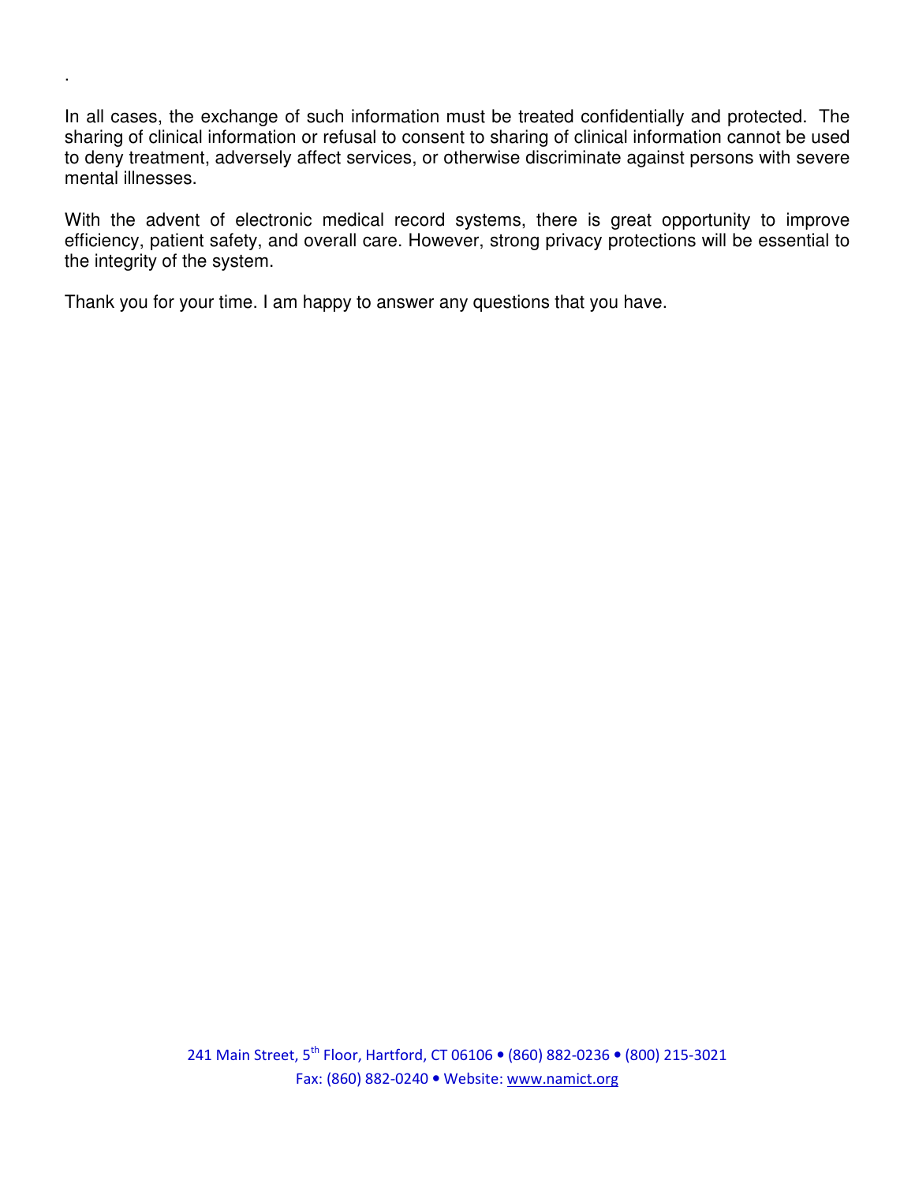.

In all cases, the exchange of such information must be treated confidentially and protected. The sharing of clinical information or refusal to consent to sharing of clinical information cannot be used to deny treatment, adversely affect services, or otherwise discriminate against persons with severe mental illnesses.

With the advent of electronic medical record systems, there is great opportunity to improve efficiency, patient safety, and overall care. However, strong privacy protections will be essential to the integrity of the system.

Thank you for your time. I am happy to answer any questions that you have.

241 Main Street, 5th Floor, Hartford, CT 06106 • (860) 882-0236 • (800) 215-3021
Fax: (860) 882-0240 • Website: www.namict.org